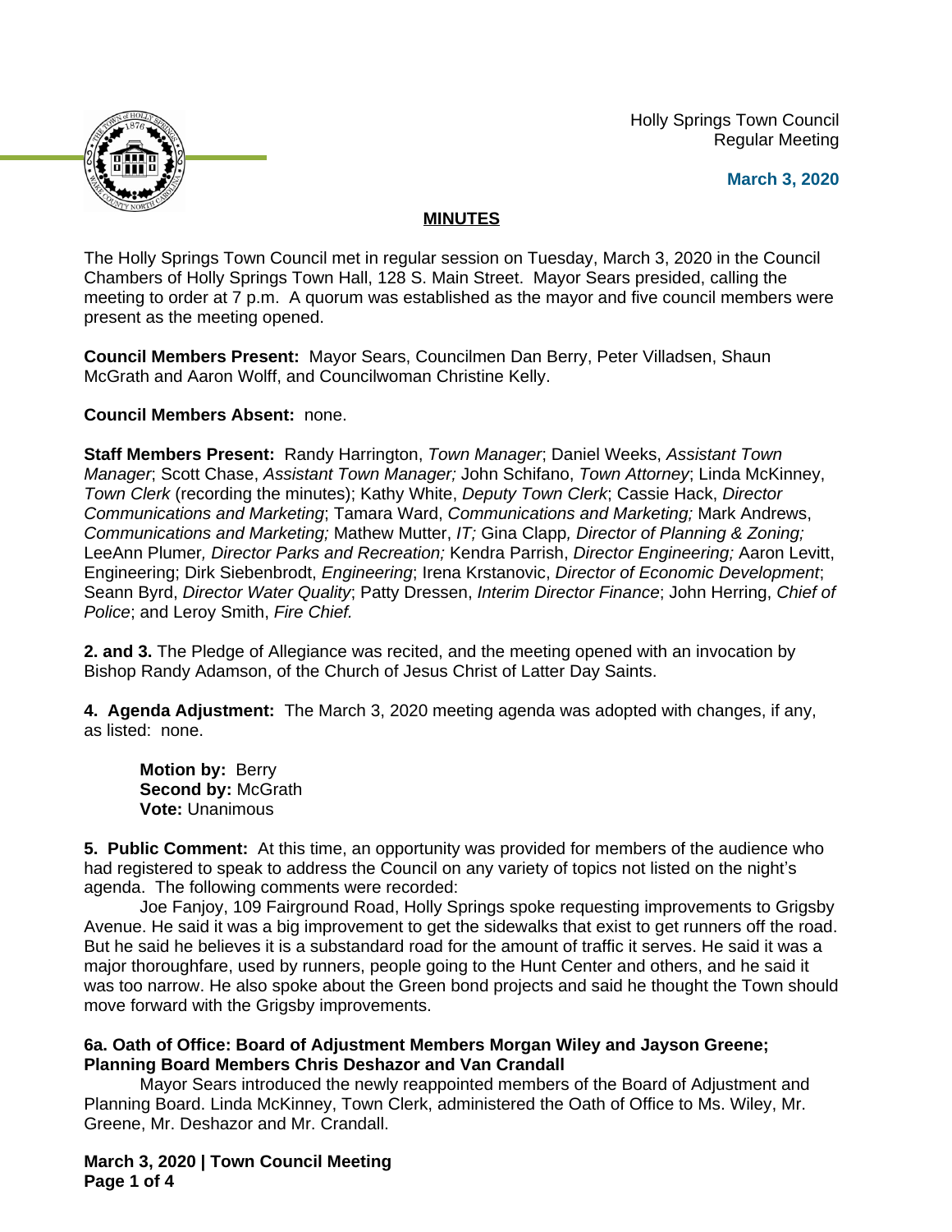Holly Springs Town Council
Regular Meeting

**March 3, 2020**

**MINUTES**

The Holly Springs Town Council met in regular session on Tuesday, March 3, 2020 in the Council Chambers of Holly Springs Town Hall, 128 S. Main Street. Mayor Sears presided, calling the meeting to order at 7 p.m. A quorum was established as the mayor and five council members were present as the meeting opened.

**Council Members Present:** Mayor Sears, Councilmen Dan Berry, Peter Villadsen, Shaun McGrath and Aaron Wolff, and Councilwoman Christine Kelly.

**Council Members Absent:** none.

**Staff Members Present:** Randy Harrington, *Town Manager*; Daniel Weeks, *Assistant Town Manager*; Scott Chase, *Assistant Town Manager;* John Schifano, *Town Attorney*; Linda McKinney, *Town Clerk* (recording the minutes); Kathy White, *Deputy Town Clerk*; Cassie Hack, *Director Communications and Marketing*; Tamara Ward, *Communications and Marketing;* Mark Andrews, *Communications and Marketing;* Mathew Mutter, *IT;* Gina Clapp*, Director of Planning & Zoning;* LeeAnn Plumer*, Director Parks and Recreation;* Kendra Parrish, *Director Engineering;* Aaron Levitt, Engineering; Dirk Siebenbrodt, *Engineering*; Irena Krstanovic, *Director of Economic Development*; Seann Byrd, *Director Water Quality*; Patty Dressen, *Interim Director Finance*; John Herring, *Chief of Police*; and Leroy Smith, *Fire Chief.*

**2. and 3.** The Pledge of Allegiance was recited, and the meeting opened with an invocation by Bishop Randy Adamson, of the Church of Jesus Christ of Latter Day Saints.

**4. Agenda Adjustment:** The March 3, 2020 meeting agenda was adopted with changes, if any, as listed: none.

> **Motion by:** Berry
> **Second by:** McGrath
> **Vote:** Unanimous

**5. Public Comment:** At this time, an opportunity was provided for members of the audience who had registered to speak to address the Council on any variety of topics not listed on the night's agenda. The following comments were recorded:

Joe Fanjoy, 109 Fairground Road, Holly Springs spoke requesting improvements to Grigsby Avenue. He said it was a big improvement to get the sidewalks that exist to get runners off the road. But he said he believes it is a substandard road for the amount of traffic it serves. He said it was a major thoroughfare, used by runners, people going to the Hunt Center and others, and he said it was too narrow. He also spoke about the Green bond projects and said he thought the Town should move forward with the Grigsby improvements.

**6a. Oath of Office: Board of Adjustment Members Morgan Wiley and Jayson Greene; Planning Board Members Chris Deshazor and Van Crandall**

Mayor Sears introduced the newly reappointed members of the Board of Adjustment and Planning Board. Linda McKinney, Town Clerk, administered the Oath of Office to Ms. Wiley, Mr. Greene, Mr. Deshazor and Mr. Crandall.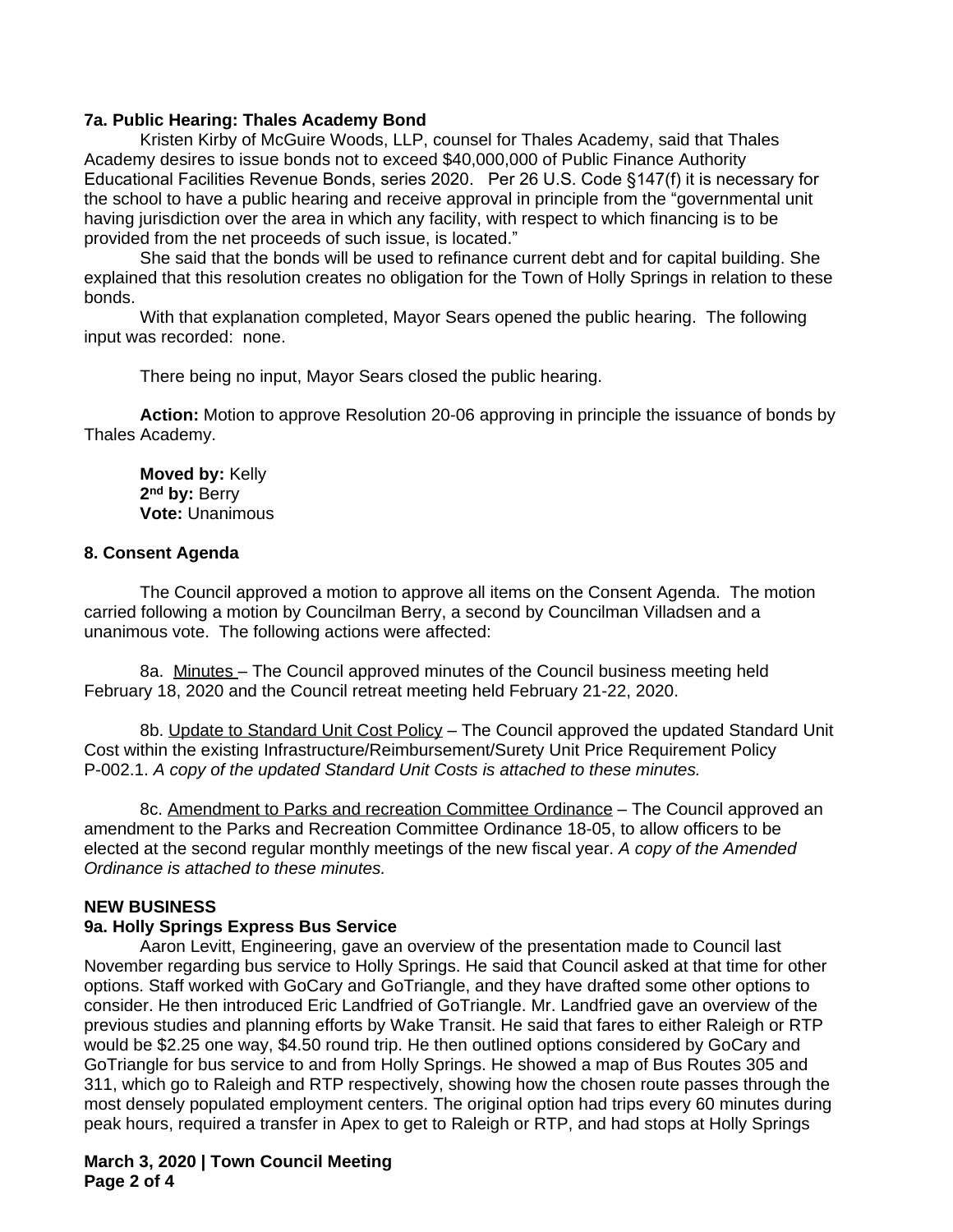**7a. Public Hearing: Thales Academy Bond**

Kristen Kirby of McGuire Woods, LLP, counsel for Thales Academy, said that Thales Academy desires to issue bonds not to exceed $40,000,000 of Public Finance Authority Educational Facilities Revenue Bonds, series 2020. Per 26 U.S. Code §147(f) it is necessary for the school to have a public hearing and receive approval in principle from the "governmental unit having jurisdiction over the area in which any facility, with respect to which financing is to be provided from the net proceeds of such issue, is located."

She said that the bonds will be used to refinance current debt and for capital building. She explained that this resolution creates no obligation for the Town of Holly Springs in relation to these bonds.

With that explanation completed, Mayor Sears opened the public hearing. The following input was recorded: none.

There being no input, Mayor Sears closed the public hearing.

**Action:** Motion to approve Resolution 20-06 approving in principle the issuance of bonds by Thales Academy.

**Moved by:** Kelly
**2nd by:** Berry
**Vote:** Unanimous

**8. Consent Agenda**

The Council approved a motion to approve all items on the Consent Agenda. The motion carried following a motion by Councilman Berry, a second by Councilman Villadsen and a unanimous vote. The following actions were affected:

8a. Minutes – The Council approved minutes of the Council business meeting held February 18, 2020 and the Council retreat meeting held February 21-22, 2020.

8b. Update to Standard Unit Cost Policy – The Council approved the updated Standard Unit Cost within the existing Infrastructure/Reimbursement/Surety Unit Price Requirement Policy P-002.1. *A copy of the updated Standard Unit Costs is attached to these minutes.*

8c. Amendment to Parks and recreation Committee Ordinance – The Council approved an amendment to the Parks and Recreation Committee Ordinance 18-05, to allow officers to be elected at the second regular monthly meetings of the new fiscal year. *A copy of the Amended Ordinance is attached to these minutes.*

**NEW BUSINESS**

**9a. Holly Springs Express Bus Service**

Aaron Levitt, Engineering, gave an overview of the presentation made to Council last November regarding bus service to Holly Springs. He said that Council asked at that time for other options. Staff worked with GoCary and GoTriangle, and they have drafted some other options to consider. He then introduced Eric Landfried of GoTriangle. Mr. Landfried gave an overview of the previous studies and planning efforts by Wake Transit. He said that fares to either Raleigh or RTP would be $2.25 one way, $4.50 round trip. He then outlined options considered by GoCary and GoTriangle for bus service to and from Holly Springs. He showed a map of Bus Routes 305 and 311, which go to Raleigh and RTP respectively, showing how the chosen route passes through the most densely populated employment centers. The original option had trips every 60 minutes during peak hours, required a transfer in Apex to get to Raleigh or RTP, and had stops at Holly Springs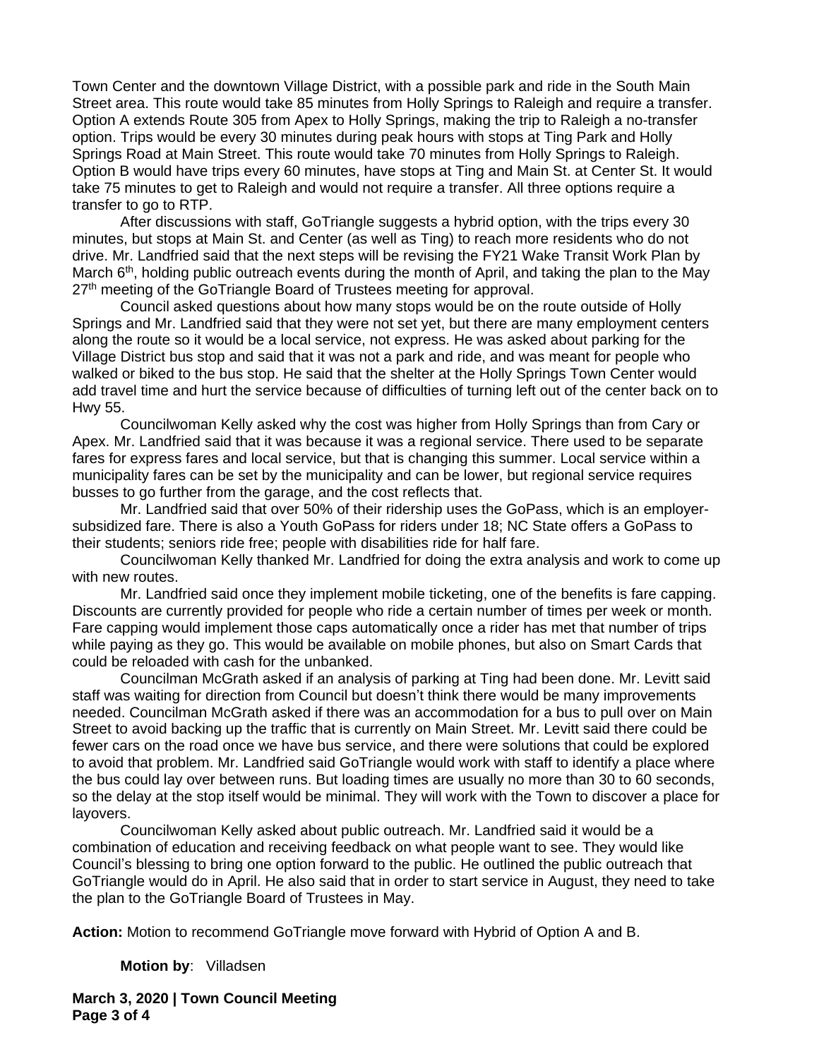Town Center and the downtown Village District, with a possible park and ride in the South Main Street area. This route would take 85 minutes from Holly Springs to Raleigh and require a transfer. Option A extends Route 305 from Apex to Holly Springs, making the trip to Raleigh a no-transfer option. Trips would be every 30 minutes during peak hours with stops at Ting Park and Holly Springs Road at Main Street. This route would take 70 minutes from Holly Springs to Raleigh. Option B would have trips every 60 minutes, have stops at Ting and Main St. at Center St. It would take 75 minutes to get to Raleigh and would not require a transfer. All three options require a transfer to go to RTP.

After discussions with staff, GoTriangle suggests a hybrid option, with the trips every 30 minutes, but stops at Main St. and Center (as well as Ting) to reach more residents who do not drive. Mr. Landfried said that the next steps will be revising the FY21 Wake Transit Work Plan by March 6th, holding public outreach events during the month of April, and taking the plan to the May 27th meeting of the GoTriangle Board of Trustees meeting for approval.

Council asked questions about how many stops would be on the route outside of Holly Springs and Mr. Landfried said that they were not set yet, but there are many employment centers along the route so it would be a local service, not express. He was asked about parking for the Village District bus stop and said that it was not a park and ride, and was meant for people who walked or biked to the bus stop. He said that the shelter at the Holly Springs Town Center would add travel time and hurt the service because of difficulties of turning left out of the center back on to Hwy 55.

Councilwoman Kelly asked why the cost was higher from Holly Springs than from Cary or Apex. Mr. Landfried said that it was because it was a regional service. There used to be separate fares for express fares and local service, but that is changing this summer. Local service within a municipality fares can be set by the municipality and can be lower, but regional service requires busses to go further from the garage, and the cost reflects that.

Mr. Landfried said that over 50% of their ridership uses the GoPass, which is an employer-subsidized fare. There is also a Youth GoPass for riders under 18; NC State offers a GoPass to their students; seniors ride free; people with disabilities ride for half fare.

Councilwoman Kelly thanked Mr. Landfried for doing the extra analysis and work to come up with new routes.

Mr. Landfried said once they implement mobile ticketing, one of the benefits is fare capping. Discounts are currently provided for people who ride a certain number of times per week or month. Fare capping would implement those caps automatically once a rider has met that number of trips while paying as they go. This would be available on mobile phones, but also on Smart Cards that could be reloaded with cash for the unbanked.

Councilman McGrath asked if an analysis of parking at Ting had been done. Mr. Levitt said staff was waiting for direction from Council but doesn't think there would be many improvements needed. Councilman McGrath asked if there was an accommodation for a bus to pull over on Main Street to avoid backing up the traffic that is currently on Main Street. Mr. Levitt said there could be fewer cars on the road once we have bus service, and there were solutions that could be explored to avoid that problem. Mr. Landfried said GoTriangle would work with staff to identify a place where the bus could lay over between runs. But loading times are usually no more than 30 to 60 seconds, so the delay at the stop itself would be minimal. They will work with the Town to discover a place for layovers.

Councilwoman Kelly asked about public outreach. Mr. Landfried said it would be a combination of education and receiving feedback on what people want to see. They would like Council's blessing to bring one option forward to the public. He outlined the public outreach that GoTriangle would do in April. He also said that in order to start service in August, they need to take the plan to the GoTriangle Board of Trustees in May.

**Action:** Motion to recommend GoTriangle move forward with Hybrid of Option A and B.

**Motion by**: Villadsen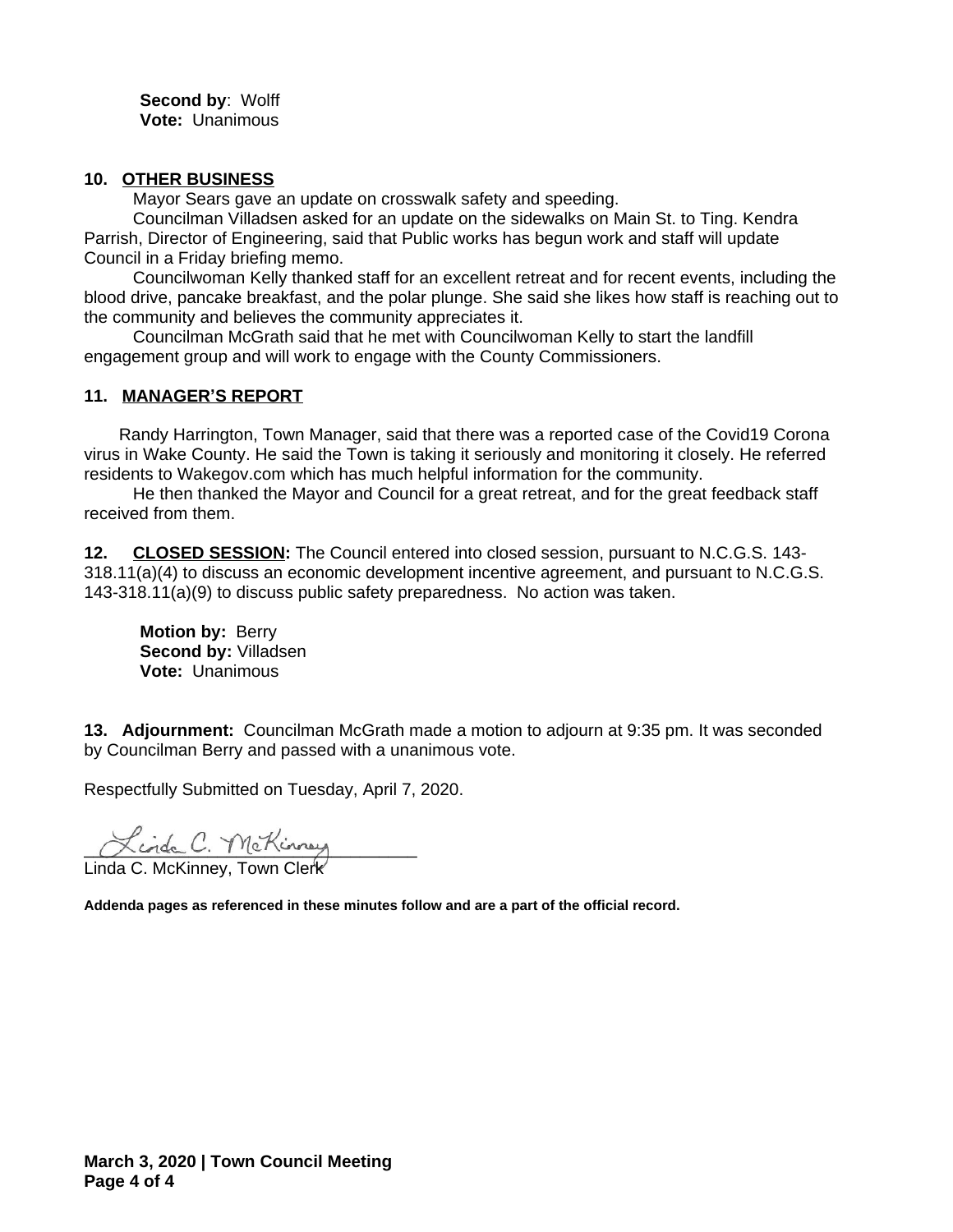**Second by**: Wolff
**Vote:** Unanimous

**10. OTHER BUSINESS**

Mayor Sears gave an update on crosswalk safety and speeding.

Councilman Villadsen asked for an update on the sidewalks on Main St. to Ting. Kendra Parrish, Director of Engineering, said that Public works has begun work and staff will update Council in a Friday briefing memo.

Councilwoman Kelly thanked staff for an excellent retreat and for recent events, including the blood drive, pancake breakfast, and the polar plunge. She said she likes how staff is reaching out to the community and believes the community appreciates it.

Councilman McGrath said that he met with Councilwoman Kelly to start the landfill engagement group and will work to engage with the County Commissioners.

**11. MANAGER'S REPORT**

Randy Harrington, Town Manager, said that there was a reported case of the Covid19 Corona virus in Wake County. He said the Town is taking it seriously and monitoring it closely. He referred residents to Wakegov.com which has much helpful information for the community.

He then thanked the Mayor and Council for a great retreat, and for the great feedback staff received from them.

**12. CLOSED SESSION:** The Council entered into closed session, pursuant to N.C.G.S. 143-318.11(a)(4) to discuss an economic development incentive agreement, and pursuant to N.C.G.S. 143-318.11(a)(9) to discuss public safety preparedness. No action was taken.

**Motion by:** Berry
**Second by:** Villadsen
**Vote:** Unanimous

**13. Adjournment:** Councilman McGrath made a motion to adjourn at 9:35 pm. It was seconded by Councilman Berry and passed with a unanimous vote.

Respectfully Submitted on Tuesday, April 7, 2020.

Linda C. McKinney

Linda C. McKinney, Town Clerk

**Addenda pages as referenced in these minutes follow and are a part of the official record.**